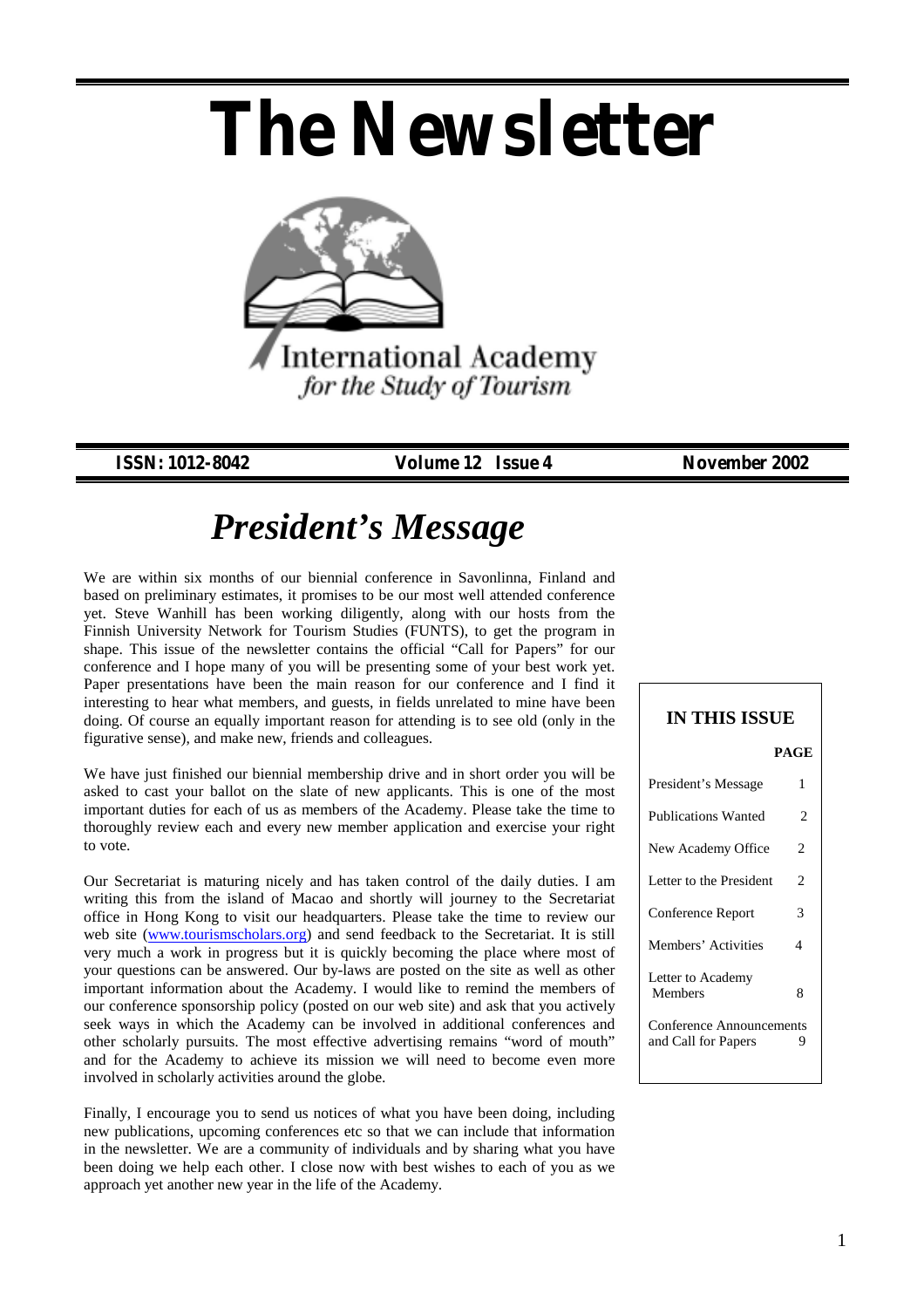# The Newsletter

International Academy
*for the Study of Tourism*

**ISSN: 1012-8042** **Volume 12 Issue 4** **November 2002**

## *President's Message*

We are within six months of our biennial conference in Savonlinna, Finland and based on preliminary estimates, it promises to be our most well attended conference yet. Steve Wanhill has been working diligently, along with our hosts from the Finnish University Network for Tourism Studies (FUNTS), to get the program in shape. This issue of the newsletter contains the official "Call for Papers" for our conference and I hope many of you will be presenting some of your best work yet. Paper presentations have been the main reason for our conference and I find it interesting to hear what members, and guests, in fields unrelated to mine have been doing. Of course an equally important reason for attending is to see old (only in the figurative sense), and make new, friends and colleagues.

We have just finished our biennial membership drive and in short order you will be asked to cast your ballot on the slate of new applicants. This is one of the most important duties for each of us as members of the Academy. Please take the time to thoroughly review each and every new member application and exercise your right to vote.

Our Secretariat is maturing nicely and has taken control of the daily duties. I am writing this from the island of Macao and shortly will journey to the Secretariat office in Hong Kong to visit our headquarters. Please take the time to review our web site (www.tourismscholars.org) and send feedback to the Secretariat. It is still very much a work in progress but it is quickly becoming the place where most of your questions can be answered. Our by-laws are posted on the site as well as other important information about the Academy. I would like to remind the members of our conference sponsorship policy (posted on our web site) and ask that you actively seek ways in which the Academy can be involved in additional conferences and other scholarly pursuits. The most effective advertising remains "word of mouth" and for the Academy to achieve its mission we will need to become even more involved in scholarly activities around the globe.

Finally, I encourage you to send us notices of what you have been doing, including new publications, upcoming conferences etc so that we can include that information in the newsletter. We are a community of individuals and by sharing what you have been doing we help each other. I close now with best wishes to each of you as we approach yet another new year in the life of the Academy.

**IN THIS ISSUE**

| | PAGE |
|---|---|
| President's Message | 1 |
| Publications Wanted | 2 |
| New Academy Office | 2 |
| Letter to the President | 2 |
| Conference Report | 3 |
| Members' Activities | 4 |
| Letter to Academy Members | 8 |
| Conference Announcements and Call for Papers | 9 |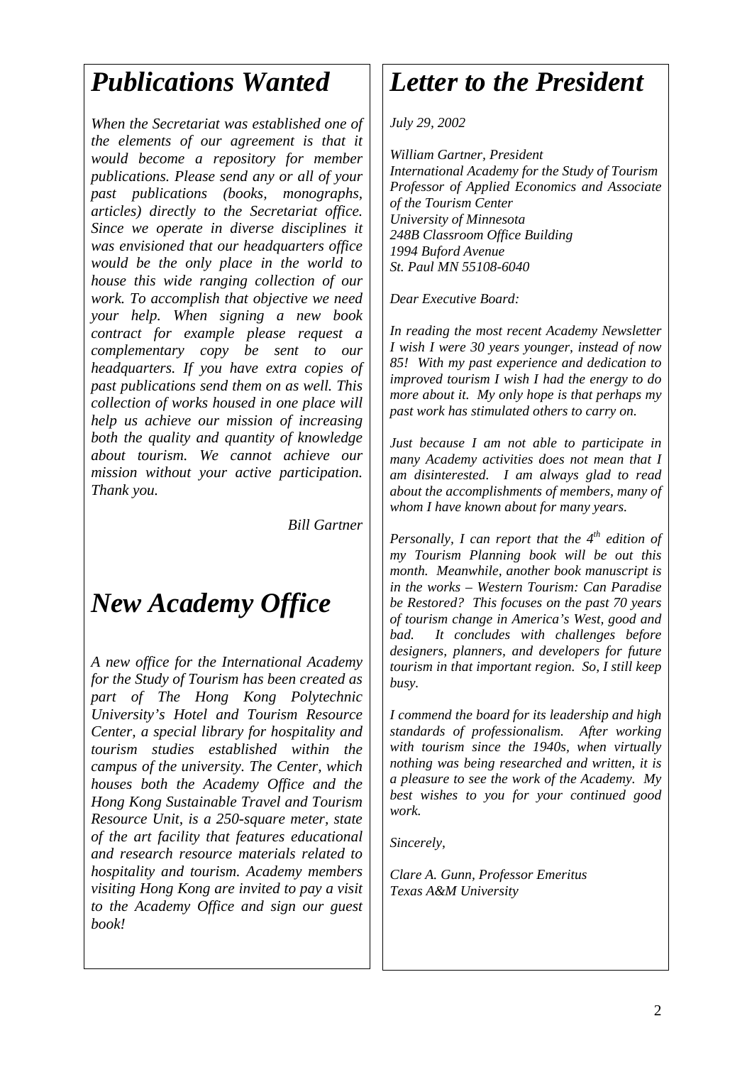# *Publications Wanted*

*When the Secretariat was established one of the elements of our agreement is that it would become a repository for member publications. Please send any or all of your past publications (books, monographs, articles) directly to the Secretariat office. Since we operate in diverse disciplines it was envisioned that our headquarters office would be the only place in the world to house this wide ranging collection of our work. To accomplish that objective we need your help. When signing a new book contract for example please request a complementary copy be sent to our headquarters. If you have extra copies of past publications send them on as well. This collection of works housed in one place will help us achieve our mission of increasing both the quality and quantity of knowledge about tourism. We cannot achieve our mission without your active participation. Thank you.*

*Bill Gartner*

# *New Academy Office*

*A new office for the International Academy for the Study of Tourism has been created as part of The Hong Kong Polytechnic University's Hotel and Tourism Resource Center, a special library for hospitality and tourism studies established within the campus of the university. The Center, which houses both the Academy Office and the Hong Kong Sustainable Travel and Tourism Resource Unit, is a 250-square meter, state of the art facility that features educational and research resource materials related to hospitality and tourism. Academy members visiting Hong Kong are invited to pay a visit to the Academy Office and sign our guest book!*

# *Letter to the President*

*July 29, 2002*

*William Gartner, President*
*International Academy for the Study of Tourism*
*Professor of Applied Economics and Associate of the Tourism Center*
*University of Minnesota*
*248B Classroom Office Building*
*1994 Buford Avenue*
*St. Paul MN 55108-6040*

*Dear Executive Board:*

*In reading the most recent Academy Newsletter I wish I were 30 years younger, instead of now 85! With my past experience and dedication to improved tourism I wish I had the energy to do more about it. My only hope is that perhaps my past work has stimulated others to carry on.*

*Just because I am not able to participate in many Academy activities does not mean that I am disinterested. I am always glad to read about the accomplishments of members, many of whom I have known about for many years.*

*Personally, I can report that the 4th edition of my Tourism Planning book will be out this month. Meanwhile, another book manuscript is in the works – Western Tourism: Can Paradise be Restored? This focuses on the past 70 years of tourism change in America's West, good and bad. It concludes with challenges before designers, planners, and developers for future tourism in that important region. So, I still keep busy.*

*I commend the board for its leadership and high standards of professionalism. After working with tourism since the 1940s, when virtually nothing was being researched and written, it is a pleasure to see the work of the Academy. My best wishes to you for your continued good work.*

*Sincerely,*

*Clare A. Gunn, Professor Emeritus*
*Texas A&M University*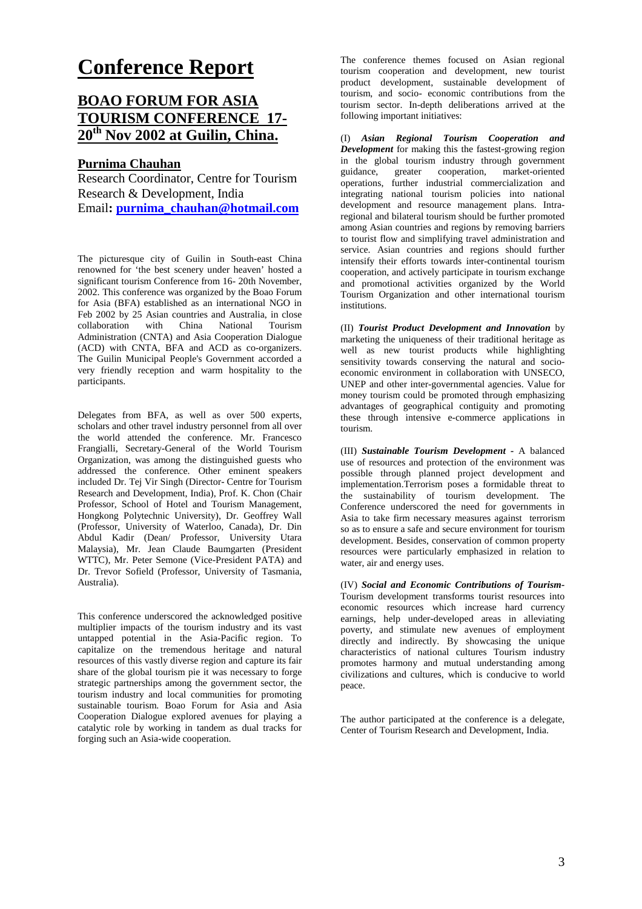# Conference Report

## BOAO FORUM FOR ASIA TOURISM CONFERENCE 17-20th Nov 2002 at Guilin, China.

### Purnima Chauhan

Research Coordinator, Centre for Tourism Research & Development, India
Email**: purnima_chauhan@hotmail.com**

The picturesque city of Guilin in South-east China renowned for 'the best scenery under heaven' hosted a significant tourism Conference from 16- 20th November, 2002. This conference was organized by the Boao Forum for Asia (BFA) established as an international NGO in Feb 2002 by 25 Asian countries and Australia, in close collaboration with China National Tourism Administration (CNTA) and Asia Cooperation Dialogue (ACD) with CNTA, BFA and ACD as co-organizers. The Guilin Municipal People's Government accorded a very friendly reception and warm hospitality to the participants.

Delegates from BFA, as well as over 500 experts, scholars and other travel industry personnel from all over the world attended the conference. Mr. Francesco Frangialli, Secretary-General of the World Tourism Organization, was among the distinguished guests who addressed the conference. Other eminent speakers included Dr. Tej Vir Singh (Director- Centre for Tourism Research and Development, India), Prof. K. Chon (Chair Professor, School of Hotel and Tourism Management, Hongkong Polytechnic University), Dr. Geoffrey Wall (Professor, University of Waterloo, Canada), Dr. Din Abdul Kadir (Dean/ Professor, University Utara Malaysia), Mr. Jean Claude Baumgarten (President WTTC), Mr. Peter Semone (Vice-President PATA) and Dr. Trevor Sofield (Professor, University of Tasmania, Australia).

This conference underscored the acknowledged positive multiplier impacts of the tourism industry and its vast untapped potential in the Asia-Pacific region. To capitalize on the tremendous heritage and natural resources of this vastly diverse region and capture its fair share of the global tourism pie it was necessary to forge strategic partnerships among the government sector, the tourism industry and local communities for promoting sustainable tourism. Boao Forum for Asia and Asia Cooperation Dialogue explored avenues for playing a catalytic role by working in tandem as dual tracks for forging such an Asia-wide cooperation.

The conference themes focused on Asian regional tourism cooperation and development, new tourist product development, sustainable development of tourism, and socio- economic contributions from the tourism sector. In-depth deliberations arrived at the following important initiatives:

(I) ***Asian Regional Tourism Cooperation and Development*** for making this the fastest-growing region in the global tourism industry through government guidance, greater cooperation, market-oriented operations, further industrial commercialization and integrating national tourism policies into national development and resource management plans. Intra-regional and bilateral tourism should be further promoted among Asian countries and regions by removing barriers to tourist flow and simplifying travel administration and service. Asian countries and regions should further intensify their efforts towards inter-continental tourism cooperation, and actively participate in tourism exchange and promotional activities organized by the World Tourism Organization and other international tourism institutions.

(II) ***Tourist Product Development and Innovation*** by marketing the uniqueness of their traditional heritage as well as new tourist products while highlighting sensitivity towards conserving the natural and socio-economic environment in collaboration with UNSECO, UNEP and other inter-governmental agencies. Value for money tourism could be promoted through emphasizing advantages of geographical contiguity and promoting these through intensive e-commerce applications in tourism.

(III) ***Sustainable Tourism Development*** - A balanced use of resources and protection of the environment was possible through planned project development and implementation.Terrorism poses a formidable threat to the sustainability of tourism development. The Conference underscored the need for governments in Asia to take firm necessary measures against terrorism so as to ensure a safe and secure environment for tourism development. Besides, conservation of common property resources were particularly emphasized in relation to water, air and energy uses.

(IV) ***Social and Economic Contributions of Tourism-*** Tourism development transforms tourist resources into economic resources which increase hard currency earnings, help under-developed areas in alleviating poverty, and stimulate new avenues of employment directly and indirectly. By showcasing the unique characteristics of national cultures Tourism industry promotes harmony and mutual understanding among civilizations and cultures, which is conducive to world peace.

The author participated at the conference is a delegate, Center of Tourism Research and Development, India.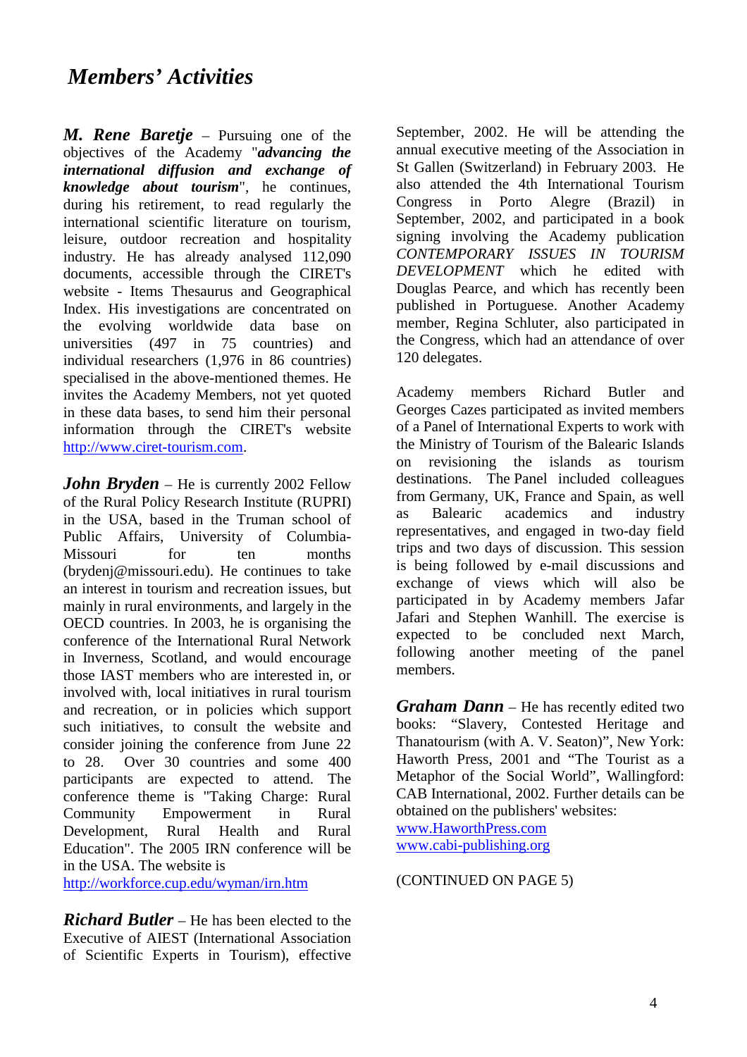# *Members' Activities*

***M. Rene Baretje*** – Pursuing one of the objectives of the Academy "***advancing the international diffusion and exchange of knowledge about tourism***", he continues, during his retirement, to read regularly the international scientific literature on tourism, leisure, outdoor recreation and hospitality industry. He has already analysed 112,090 documents, accessible through the CIRET's website - Items Thesaurus and Geographical Index. His investigations are concentrated on the evolving worldwide data base on universities (497 in 75 countries) and individual researchers (1,976 in 86 countries) specialised in the above-mentioned themes. He invites the Academy Members, not yet quoted in these data bases, to send him their personal information through the CIRET's website http://www.ciret-tourism.com.

***John Bryden*** – He is currently 2002 Fellow of the Rural Policy Research Institute (RUPRI) in the USA, based in the Truman school of Public Affairs, University of Columbia-Missouri for ten months (brydenj@missouri.edu). He continues to take an interest in tourism and recreation issues, but mainly in rural environments, and largely in the OECD countries. In 2003, he is organising the conference of the International Rural Network in Inverness, Scotland, and would encourage those IAST members who are interested in, or involved with, local initiatives in rural tourism and recreation, or in policies which support such initiatives, to consult the website and consider joining the conference from June 22 to 28. Over 30 countries and some 400 participants are expected to attend. The conference theme is "Taking Charge: Rural Community Empowerment in Rural Development, Rural Health and Rural Education". The 2005 IRN conference will be in the USA. The website is http://workforce.cup.edu/wyman/irn.htm

***Richard Butler*** – He has been elected to the Executive of AIEST (International Association of Scientific Experts in Tourism), effective September, 2002. He will be attending the annual executive meeting of the Association in St Gallen (Switzerland) in February 2003. He also attended the 4th International Tourism Congress in Porto Alegre (Brazil) in September, 2002, and participated in a book signing involving the Academy publication *CONTEMPORARY ISSUES IN TOURISM DEVELOPMENT* which he edited with Douglas Pearce, and which has recently been published in Portuguese. Another Academy member, Regina Schluter, also participated in the Congress, which had an attendance of over 120 delegates.

Academy members Richard Butler and Georges Cazes participated as invited members of a Panel of International Experts to work with the Ministry of Tourism of the Balearic Islands on revisioning the islands as tourism destinations. The Panel included colleagues from Germany, UK, France and Spain, as well as Balearic academics and industry representatives, and engaged in two-day field trips and two days of discussion. This session is being followed by e-mail discussions and exchange of views which will also be participated in by Academy members Jafar Jafari and Stephen Wanhill. The exercise is expected to be concluded next March, following another meeting of the panel members.

***Graham Dann*** – He has recently edited two books: "Slavery, Contested Heritage and Thanatourism (with A. V. Seaton)", New York: Haworth Press, 2001 and "The Tourist as a Metaphor of the Social World", Wallingford: CAB International, 2002. Further details can be obtained on the publishers' websites:
www.HaworthPress.com
www.cabi-publishing.org

(CONTINUED ON PAGE 5)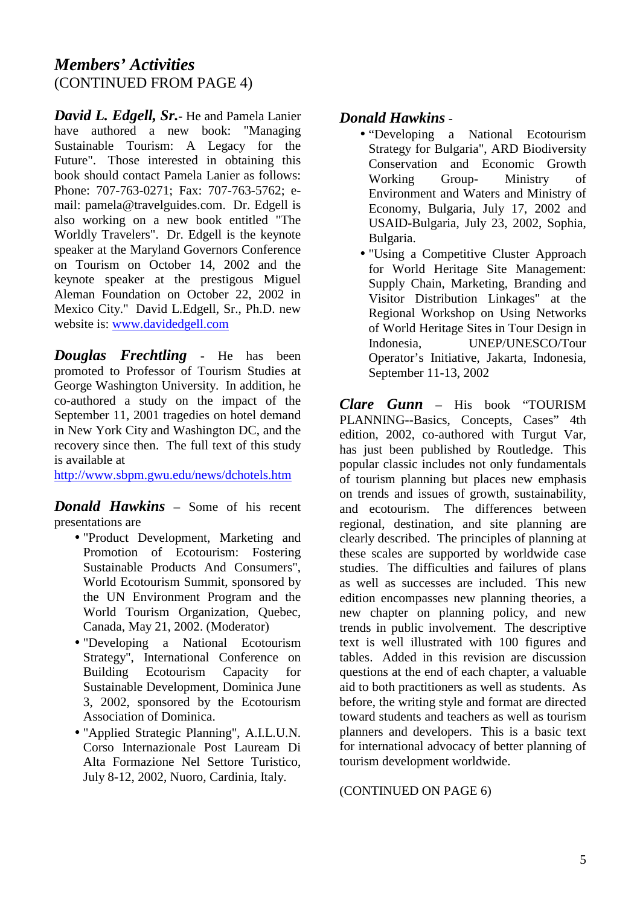## *Members' Activities*

(CONTINUED FROM PAGE 4)

***David L. Edgell, Sr.***- He and Pamela Lanier have authored a new book: "Managing Sustainable Tourism: A Legacy for the Future". Those interested in obtaining this book should contact Pamela Lanier as follows: Phone: 707-763-0271; Fax: 707-763-5762; e-mail: pamela@travelguides.com. Dr. Edgell is also working on a new book entitled "The Worldly Travelers". Dr. Edgell is the keynote speaker at the Maryland Governors Conference on Tourism on October 14, 2002 and the keynote speaker at the prestigous Miguel Aleman Foundation on October 22, 2002 in Mexico City." David L.Edgell, Sr., Ph.D. new website is: [www.davidedgell.com](http://www.davidedgell.com)

***Douglas Frechtling*** - He has been promoted to Professor of Tourism Studies at George Washington University. In addition, he co-authored a study on the impact of the September 11, 2001 tragedies on hotel demand in New York City and Washington DC, and the recovery since then. The full text of this study is available at [http://www.sbpm.gwu.edu/news/dchotels.htm](http://www.sbpm.gwu.edu/news/dchotels.htm)

***Donald Hawkins*** – Some of his recent presentations are

- "Product Development, Marketing and Promotion of Ecotourism: Fostering Sustainable Products And Consumers", World Ecotourism Summit, sponsored by the UN Environment Program and the World Tourism Organization, Quebec, Canada, May 21, 2002. (Moderator)
- "Developing a National Ecotourism Strategy", International Conference on Building Ecotourism Capacity for Sustainable Development, Dominica June 3, 2002, sponsored by the Ecotourism Association of Dominica.
- "Applied Strategic Planning", A.I.L.U.N. Corso Internazionale Post Lauream Di Alta Formazione Nel Settore Turistico, July 8-12, 2002, Nuoro, Cardinia, Italy.

***Donald Hawkins*** -

- "Developing a National Ecotourism Strategy for Bulgaria", ARD Biodiversity Conservation and Economic Growth Working Group- Ministry of Environment and Waters and Ministry of Economy, Bulgaria, July 17, 2002 and USAID-Bulgaria, July 23, 2002, Sophia, Bulgaria.
- "Using a Competitive Cluster Approach for World Heritage Site Management: Supply Chain, Marketing, Branding and Visitor Distribution Linkages" at the Regional Workshop on Using Networks of World Heritage Sites in Tour Design in Indonesia, UNEP/UNESCO/Tour Operator's Initiative, Jakarta, Indonesia, September 11-13, 2002

***Clare Gunn*** – His book "TOURISM PLANNING--Basics, Concepts, Cases" 4th edition, 2002, co-authored with Turgut Var, has just been published by Routledge. This popular classic includes not only fundamentals of tourism planning but places new emphasis on trends and issues of growth, sustainability, and ecotourism. The differences between regional, destination, and site planning are clearly described. The principles of planning at these scales are supported by worldwide case studies. The difficulties and failures of plans as well as successes are included. This new edition encompasses new planning theories, a new chapter on planning policy, and new trends in public involvement. The descriptive text is well illustrated with 100 figures and tables. Added in this revision are discussion questions at the end of each chapter, a valuable aid to both practitioners as well as students. As before, the writing style and format are directed toward students and teachers as well as tourism planners and developers. This is a basic text for international advocacy of better planning of tourism development worldwide.

(CONTINUED ON PAGE 6)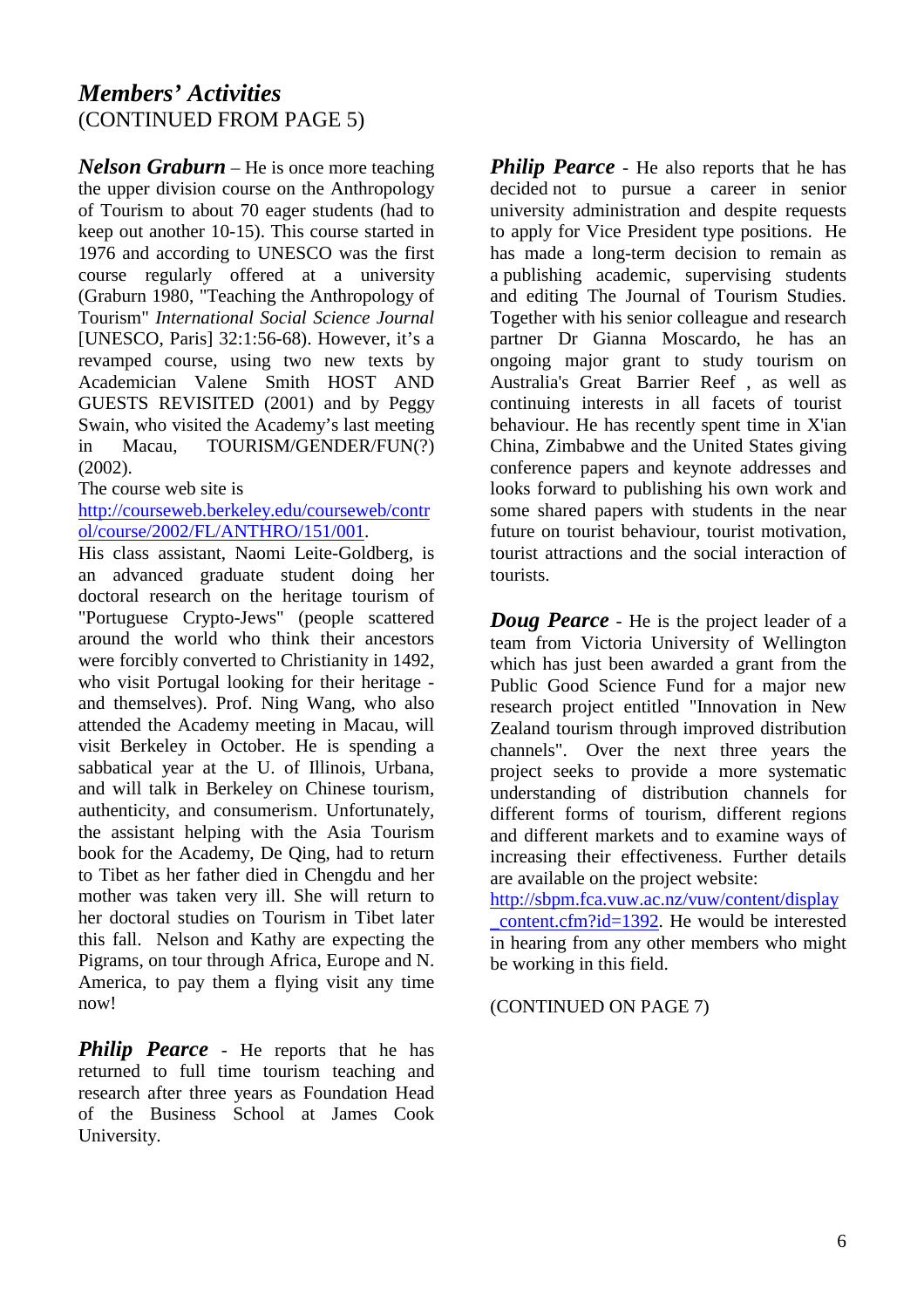## *Members' Activities*

(CONTINUED FROM PAGE 5)

***Nelson Graburn*** – He is once more teaching the upper division course on the Anthropology of Tourism to about 70 eager students (had to keep out another 10-15). This course started in 1976 and according to UNESCO was the first course regularly offered at a university (Graburn 1980, "Teaching the Anthropology of Tourism" *International Social Science Journal* [UNESCO, Paris] 32:1:56-68). However, it's a revamped course, using two new texts by Academician Valene Smith HOST AND GUESTS REVISITED (2001) and by Peggy Swain, who visited the Academy's last meeting in Macau, TOURISM/GENDER/FUN(?) (2002).

The course web site is
http://courseweb.berkeley.edu/courseweb/control/course/2002/FL/ANTHRO/151/001.

His class assistant, Naomi Leite-Goldberg, is an advanced graduate student doing her doctoral research on the heritage tourism of "Portuguese Crypto-Jews" (people scattered around the world who think their ancestors were forcibly converted to Christianity in 1492, who visit Portugal looking for their heritage - and themselves). Prof. Ning Wang, who also attended the Academy meeting in Macau, will visit Berkeley in October. He is spending a sabbatical year at the U. of Illinois, Urbana, and will talk in Berkeley on Chinese tourism, authenticity, and consumerism. Unfortunately, the assistant helping with the Asia Tourism book for the Academy, De Qing, had to return to Tibet as her father died in Chengdu and her mother was taken very ill. She will return to her doctoral studies on Tourism in Tibet later this fall. Nelson and Kathy are expecting the Pigrams, on tour through Africa, Europe and N. America, to pay them a flying visit any time now!

***Philip Pearce*** - He reports that he has returned to full time tourism teaching and research after three years as Foundation Head of the Business School at James Cook University.

***Philip Pearce*** - He also reports that he has decided not to pursue a career in senior university administration and despite requests to apply for Vice President type positions. He has made a long-term decision to remain as a publishing academic, supervising students and editing The Journal of Tourism Studies. Together with his senior colleague and research partner Dr Gianna Moscardo, he has an ongoing major grant to study tourism on Australia's Great Barrier Reef , as well as continuing interests in all facets of tourist behaviour. He has recently spent time in X'ian China, Zimbabwe and the United States giving conference papers and keynote addresses and looks forward to publishing his own work and some shared papers with students in the near future on tourist behaviour, tourist motivation, tourist attractions and the social interaction of tourists.

***Doug Pearce*** - He is the project leader of a team from Victoria University of Wellington which has just been awarded a grant from the Public Good Science Fund for a major new research project entitled "Innovation in New Zealand tourism through improved distribution channels". Over the next three years the project seeks to provide a more systematic understanding of distribution channels for different forms of tourism, different regions and different markets and to examine ways of increasing their effectiveness. Further details are available on the project website:
http://sbpm.fca.vuw.ac.nz/vuw/content/display_content.cfm?id=1392. He would be interested in hearing from any other members who might be working in this field.

(CONTINUED ON PAGE 7)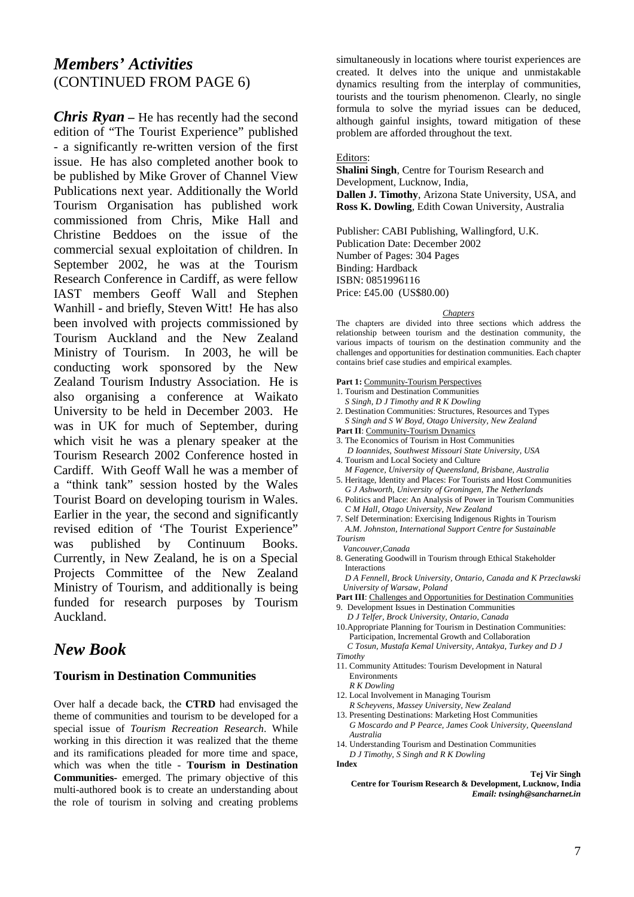## *Members' Activities*
(CONTINUED FROM PAGE 6)

***Chris Ryan*** – He has recently had the second edition of "The Tourist Experience" published - a significantly re-written version of the first issue. He has also completed another book to be published by Mike Grover of Channel View Publications next year. Additionally the World Tourism Organisation has published work commissioned from Chris, Mike Hall and Christine Beddoes on the issue of the commercial sexual exploitation of children. In September 2002, he was at the Tourism Research Conference in Cardiff, as were fellow IAST members Geoff Wall and Stephen Wanhill - and briefly, Steven Witt! He has also been involved with projects commissioned by Tourism Auckland and the New Zealand Ministry of Tourism. In 2003, he will be conducting work sponsored by the New Zealand Tourism Industry Association. He is also organising a conference at Waikato University to be held in December 2003. He was in UK for much of September, during which visit he was a plenary speaker at the Tourism Research 2002 Conference hosted in Cardiff. With Geoff Wall he was a member of a "think tank" session hosted by the Wales Tourist Board on developing tourism in Wales. Earlier in the year, the second and significantly revised edition of 'The Tourist Experience" was published by Continuum Books. Currently, in New Zealand, he is on a Special Projects Committee of the New Zealand Ministry of Tourism, and additionally is being funded for research purposes by Tourism Auckland.

## *New Book*

### Tourism in Destination Communities

Over half a decade back, the **CTRD** had envisaged the theme of communities and tourism to be developed for a special issue of *Tourism Recreation Research*. While working in this direction it was realized that the theme and its ramifications pleaded for more time and space, which was when the title - **Tourism in Destination Communities**- emerged. The primary objective of this multi-authored book is to create an understanding about the role of tourism in solving and creating problems simultaneously in locations where tourist experiences are created. It delves into the unique and unmistakable dynamics resulting from the interplay of communities, tourists and the tourism phenomenon. Clearly, no single formula to solve the myriad issues can be deduced, although gainful insights, toward mitigation of these problem are afforded throughout the text.

Editors:
**Shalini Singh**, Centre for Tourism Research and Development, Lucknow, India,
**Dallen J. Timothy**, Arizona State University, USA, and
**Ross K. Dowling**, Edith Cowan University, Australia

Publisher: CABI Publishing, Wallingford, U.K.
Publication Date: December 2002
Number of Pages: 304 Pages
Binding: Hardback
ISBN: 0851996116
Price: £45.00 (US$80.00)

*Chapters*

The chapters are divided into three sections which address the relationship between tourism and the destination community, the various impacts of tourism on the destination community and the challenges and opportunities for destination communities. Each chapter contains brief case studies and empirical examples.

**Part 1:** Community-Tourism Perspectives

1. Tourism and Destination Communities
   *S Singh, D J Timothy and R K Dowling*
2. Destination Communities: Structures, Resources and Types
   *S Singh and S W Boyd, Otago University, New Zealand*

**Part II**: Community-Tourism Dynamics

3. The Economics of Tourism in Host Communities
   *D Ioannides, Southwest Missouri State University, USA*
4. Tourism and Local Society and Culture
   *M Fagence, University of Queensland, Brisbane, Australia*
5. Heritage, Identity and Places: For Tourists and Host Communities
   *G J Ashworth, University of Groningen, The Netherlands*
6. Politics and Place: An Analysis of Power in Tourism Communities
   *C M Hall, Otago University, New Zealand*
7. Self Determination: Exercising Indigenous Rights in Tourism
   *A.M. Johnston, International Support Centre for Sustainable Tourism Vancouver,Canada*
8. Generating Goodwill in Tourism through Ethical Stakeholder Interactions
   *D A Fennell, Brock University, Ontario, Canada and K Przeclawski University of Warsaw, Poland*

**Part III**: Challenges and Opportunities for Destination Communities

9. Development Issues in Destination Communities
   *D J Telfer, Brock University, Ontario, Canada*
10. Appropriate Planning for Tourism in Destination Communities: Participation, Incremental Growth and Collaboration
    *C Tosun, Mustafa Kemal University, Antakya, Turkey and D J Timothy*
11. Community Attitudes: Tourism Development in Natural Environments
    *R K Dowling*
12. Local Involvement in Managing Tourism
    *R Scheyvens, Massey University, New Zealand*
13. Presenting Destinations: Marketing Host Communities
    *G Moscardo and P Pearce, James Cook University, Queensland Australia*
14. Understanding Tourism and Destination Communities
    *D J Timothy, S Singh and R K Dowling*

**Index**

**Tej Vir Singh**
**Centre for Tourism Research & Development, Lucknow, India**
***Email: tvsingh@sancharnet.in***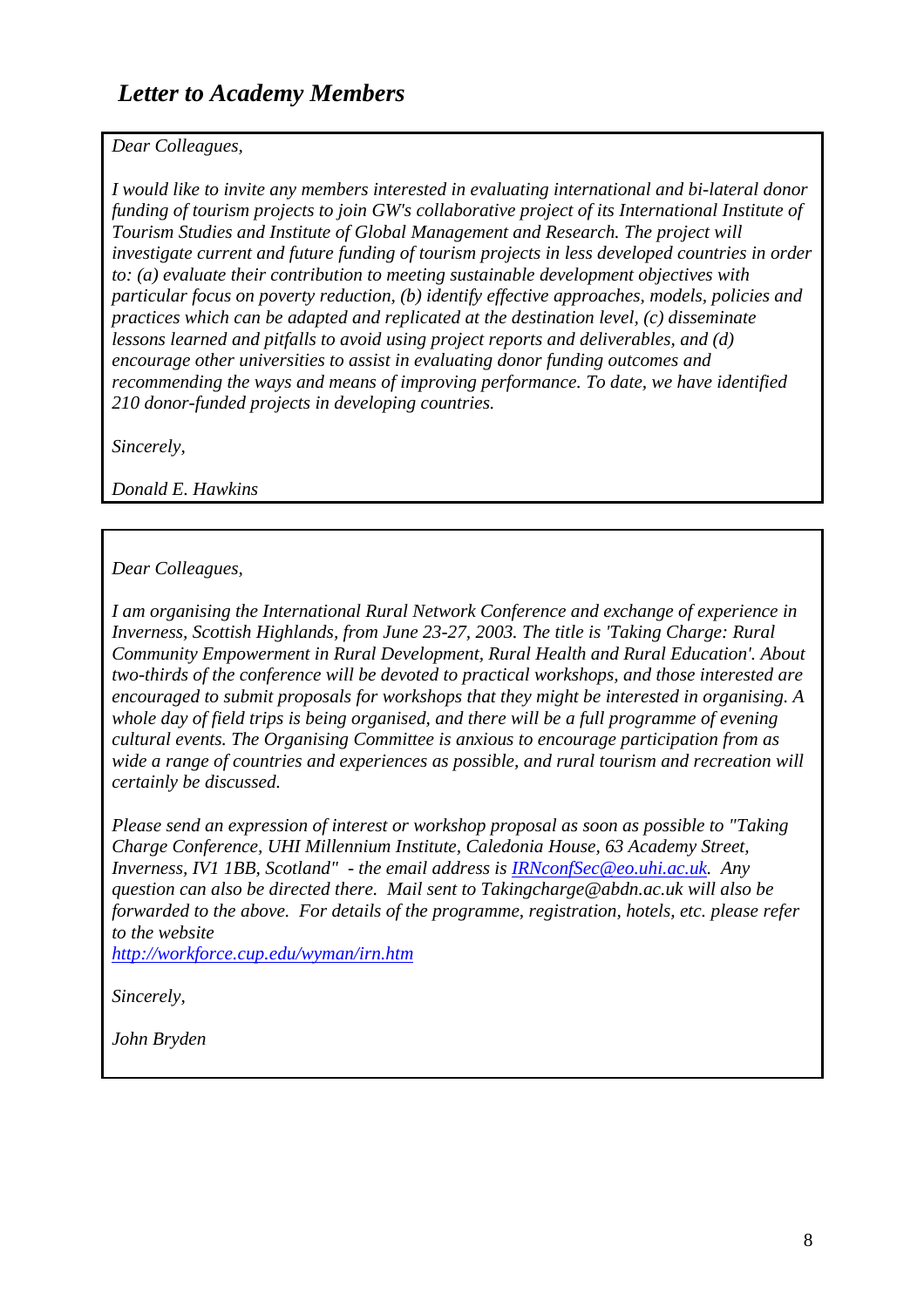## *Letter to Academy Members*

*Dear Colleagues,*

*I would like to invite any members interested in evaluating international and bi-lateral donor funding of tourism projects to join GW's collaborative project of its International Institute of Tourism Studies and Institute of Global Management and Research. The project will investigate current and future funding of tourism projects in less developed countries in order to: (a) evaluate their contribution to meeting sustainable development objectives with particular focus on poverty reduction, (b) identify effective approaches, models, policies and practices which can be adapted and replicated at the destination level, (c) disseminate lessons learned and pitfalls to avoid using project reports and deliverables, and (d) encourage other universities to assist in evaluating donor funding outcomes and recommending the ways and means of improving performance. To date, we have identified 210 donor-funded projects in developing countries.*

*Sincerely,*

*Donald E. Hawkins*

---

*Dear Colleagues,*

*I am organising the International Rural Network Conference and exchange of experience in Inverness, Scottish Highlands, from June 23-27, 2003. The title is 'Taking Charge: Rural Community Empowerment in Rural Development, Rural Health and Rural Education'. About two-thirds of the conference will be devoted to practical workshops, and those interested are encouraged to submit proposals for workshops that they might be interested in organising. A whole day of field trips is being organised, and there will be a full programme of evening cultural events. The Organising Committee is anxious to encourage participation from as wide a range of countries and experiences as possible, and rural tourism and recreation will certainly be discussed.*

*Please send an expression of interest or workshop proposal as soon as possible to "Taking Charge Conference, UHI Millennium Institute, Caledonia House, 63 Academy Street, Inverness, IV1 1BB, Scotland" - the email address is [IRNconfSec@eo.uhi.ac.uk](mailto:IRNconfSec@eo.uhi.ac.uk). Any question can also be directed there. Mail sent to Takingcharge@abdn.ac.uk will also be forwarded to the above. For details of the programme, registration, hotels, etc. please refer to the website [http://workforce.cup.edu/wyman/irn.htm](http://workforce.cup.edu/wyman/irn.htm)*

*Sincerely,*

*John Bryden*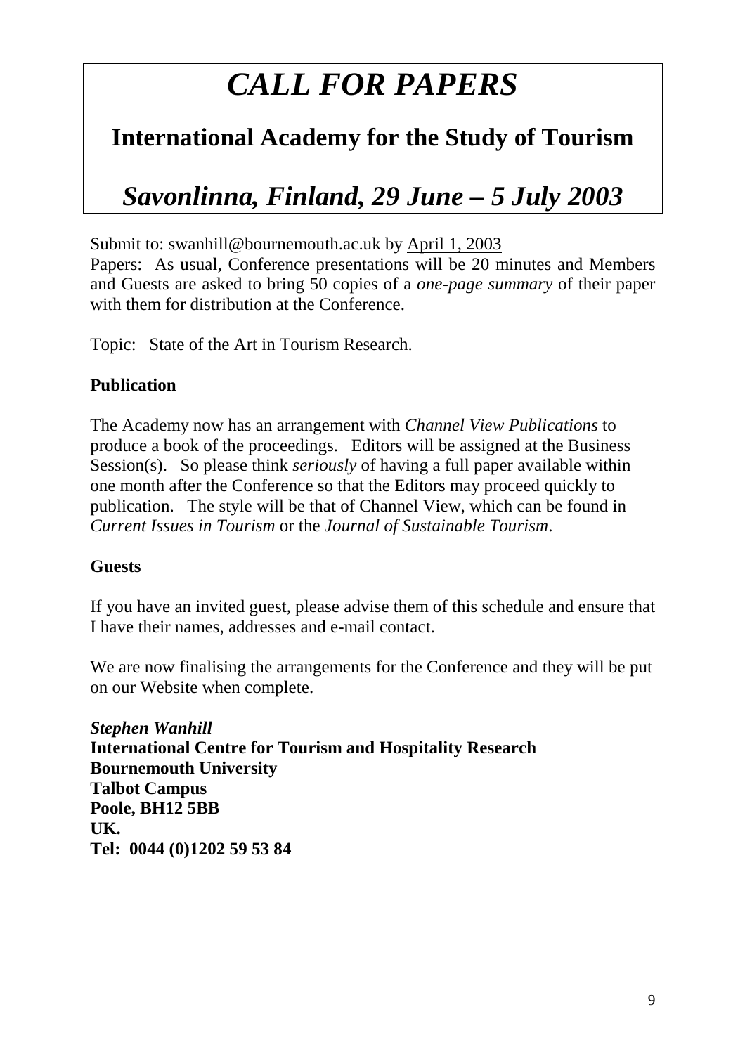# *CALL FOR PAPERS*

## International Academy for the Study of Tourism

## *Savonlinna, Finland, 29 June – 5 July 2003*

Submit to: swanhill@bournemouth.ac.uk by April 1, 2003

Papers: As usual, Conference presentations will be 20 minutes and Members and Guests are asked to bring 50 copies of a *one-page summary* of their paper with them for distribution at the Conference.

Topic: State of the Art in Tourism Research.

**Publication**

The Academy now has an arrangement with *Channel View Publications* to produce a book of the proceedings. Editors will be assigned at the Business Session(s). So please think *seriously* of having a full paper available within one month after the Conference so that the Editors may proceed quickly to publication. The style will be that of Channel View, which can be found in *Current Issues in Tourism* or the *Journal of Sustainable Tourism*.

**Guests**

If you have an invited guest, please advise them of this schedule and ensure that I have their names, addresses and e-mail contact.

We are now finalising the arrangements for the Conference and they will be put on our Website when complete.

***Stephen Wanhill***
**International Centre for Tourism and Hospitality Research**
**Bournemouth University**
**Talbot Campus**
**Poole, BH12 5BB**
**UK.**
**Tel: 0044 (0)1202 59 53 84**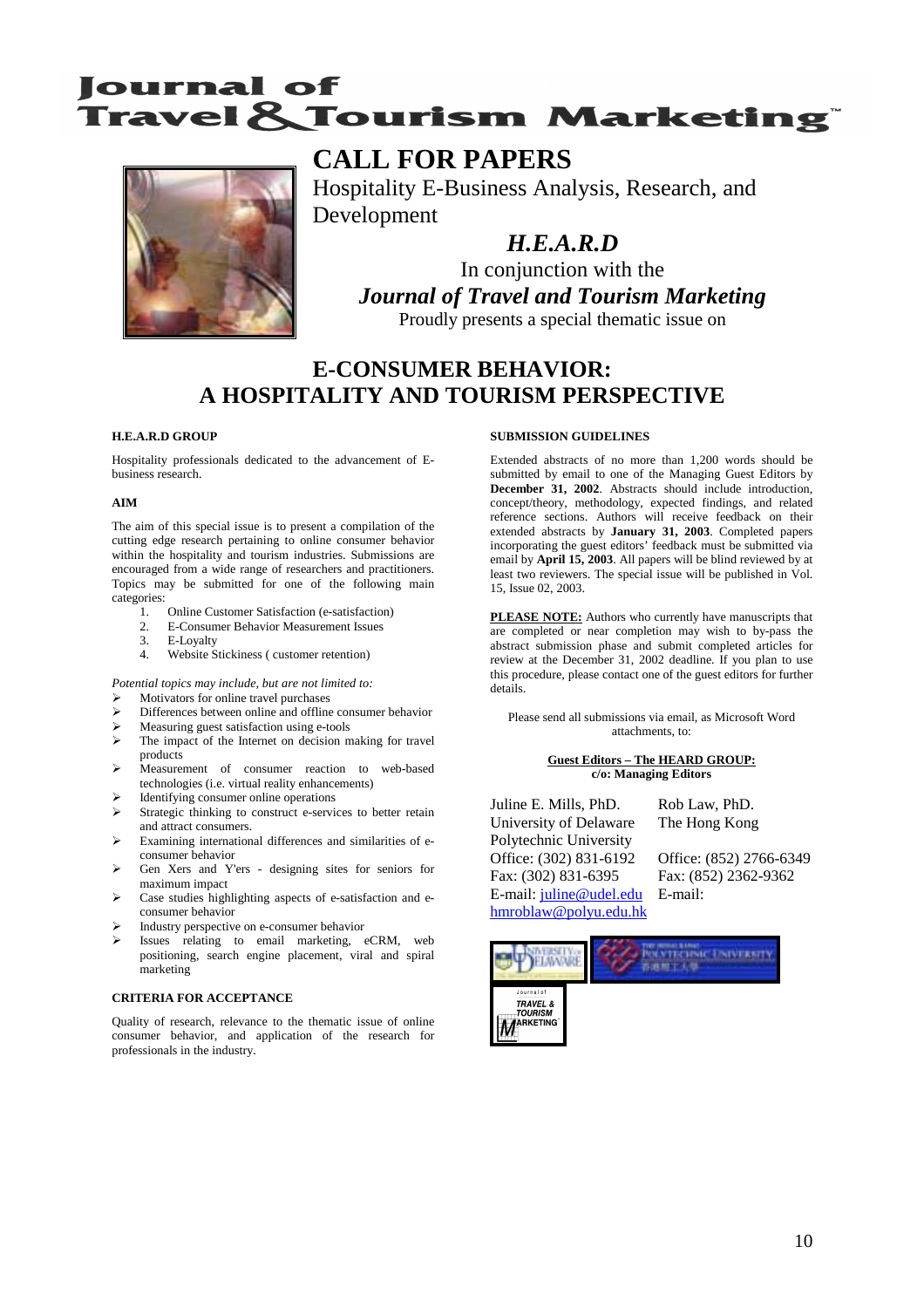# Journal of Travel & Tourism Marketing™

## CALL FOR PAPERS

Hospitality E-Business Analysis, Research, and Development

### *H.E.A.R.D*

In conjunction with the

***Journal of Travel and Tourism Marketing***

Proudly presents a special thematic issue on

## E-CONSUMER BEHAVIOR: A HOSPITALITY AND TOURISM PERSPECTIVE

**H.E.A.R.D GROUP**

Hospitality professionals dedicated to the advancement of E-business research.

**AIM**

The aim of this special issue is to present a compilation of the cutting edge research pertaining to online consumer behavior within the hospitality and tourism industries. Submissions are encouraged from a wide range of researchers and practitioners. Topics may be submitted for one of the following main categories:

1. Online Customer Satisfaction (e-satisfaction)
2. E-Consumer Behavior Measurement Issues
3. E-Loyalty
4. Website Stickiness ( customer retention)

*Potential topics may include, but are not limited to:*

- Motivators for online travel purchases
- Differences between online and offline consumer behavior
- Measuring guest satisfaction using e-tools
- The impact of the Internet on decision making for travel products
- Measurement of consumer reaction to web-based technologies (i.e. virtual reality enhancements)
- Identifying consumer online operations
- Strategic thinking to construct e-services to better retain and attract consumers.
- Examining international differences and similarities of e-consumer behavior
- Gen Xers and Y'ers - designing sites for seniors for maximum impact
- Case studies highlighting aspects of e-satisfaction and e-consumer behavior
- Industry perspective on e-consumer behavior
- Issues relating to email marketing, eCRM, web positioning, search engine placement, viral and spiral marketing

**CRITERIA FOR ACCEPTANCE**

Quality of research, relevance to the thematic issue of online consumer behavior, and application of the research for professionals in the industry.

**SUBMISSION GUIDELINES**

Extended abstracts of no more than 1,200 words should be submitted by email to one of the Managing Guest Editors by **December 31, 2002**. Abstracts should include introduction, concept/theory, methodology, expected findings, and related reference sections. Authors will receive feedback on their extended abstracts by **January 31, 2003**. Completed papers incorporating the guest editors' feedback must be submitted via email by **April 15, 2003**. All papers will be blind reviewed by at least two reviewers. The special issue will be published in Vol. 15, Issue 02, 2003.

**PLEASE NOTE:** Authors who currently have manuscripts that are completed or near completion may wish to by-pass the abstract submission phase and submit completed articles for review at the December 31, 2002 deadline. If you plan to use this procedure, please contact one of the guest editors for further details.

Please send all submissions via email, as Microsoft Word attachments, to:

**Guest Editors – The HEARD GROUP:**
**c/o: Managing Editors**

Juline E. Mills, PhD.
University of Delaware
Office: (302) 831-6192
Fax: (302) 831-6395
E-mail: juline@udel.edu

Rob Law, PhD.
The Hong Kong Polytechnic University
Office: (852) 2766-6349
Fax: (852) 2362-9362
E-mail: hmroblaw@polyu.edu.hk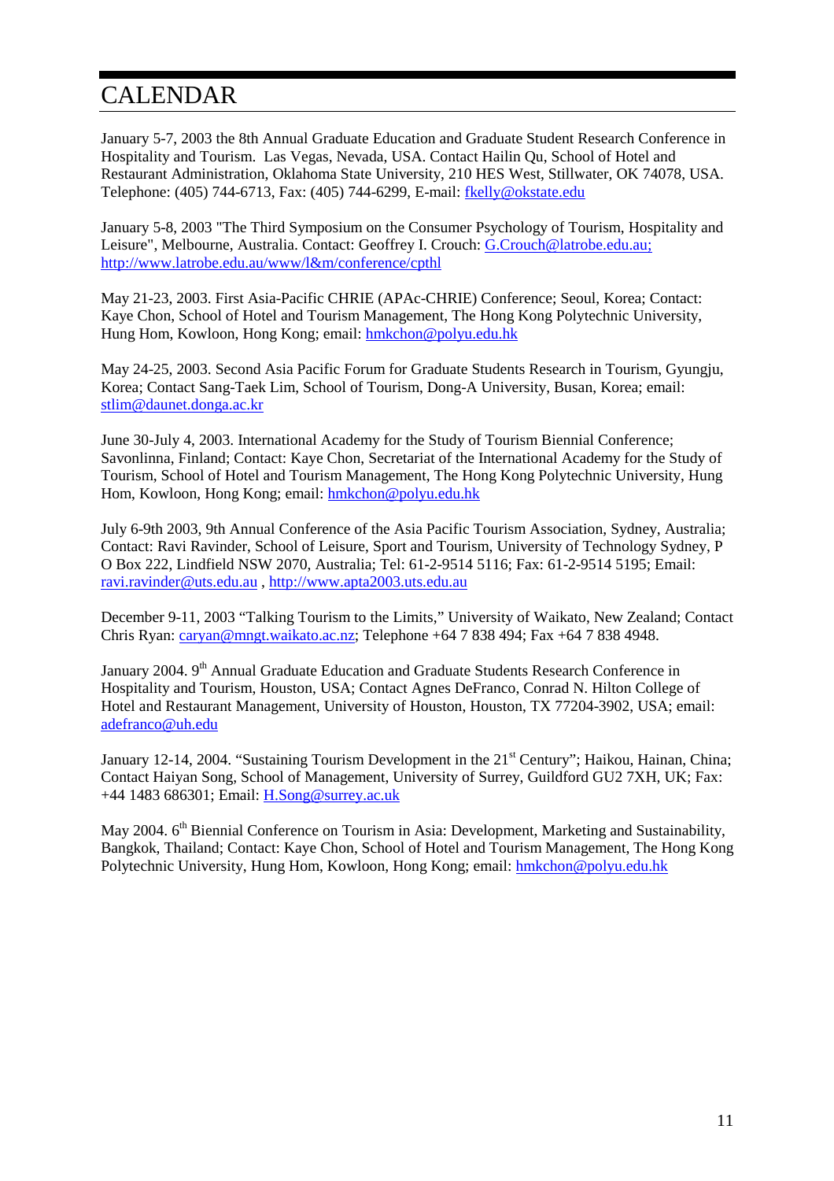# CALENDAR

January 5-7, 2003 the 8th Annual Graduate Education and Graduate Student Research Conference in Hospitality and Tourism. Las Vegas, Nevada, USA. Contact Hailin Qu, School of Hotel and Restaurant Administration, Oklahoma State University, 210 HES West, Stillwater, OK 74078, USA. Telephone: (405) 744-6713, Fax: (405) 744-6299, E-mail: fkelly@okstate.edu

January 5-8, 2003 "The Third Symposium on the Consumer Psychology of Tourism, Hospitality and Leisure", Melbourne, Australia. Contact: Geoffrey I. Crouch: G.Crouch@latrobe.edu.au; http://www.latrobe.edu.au/www/l&m/conference/cpthl

May 21-23, 2003. First Asia-Pacific CHRIE (APAc-CHRIE) Conference; Seoul, Korea; Contact: Kaye Chon, School of Hotel and Tourism Management, The Hong Kong Polytechnic University, Hung Hom, Kowloon, Hong Kong; email: hmkchon@polyu.edu.hk

May 24-25, 2003. Second Asia Pacific Forum for Graduate Students Research in Tourism, Gyungju, Korea; Contact Sang-Taek Lim, School of Tourism, Dong-A University, Busan, Korea; email: stlim@daunet.donga.ac.kr

June 30-July 4, 2003. International Academy for the Study of Tourism Biennial Conference; Savonlinna, Finland; Contact: Kaye Chon, Secretariat of the International Academy for the Study of Tourism, School of Hotel and Tourism Management, The Hong Kong Polytechnic University, Hung Hom, Kowloon, Hong Kong; email: hmkchon@polyu.edu.hk

July 6-9th 2003, 9th Annual Conference of the Asia Pacific Tourism Association, Sydney, Australia; Contact: Ravi Ravinder, School of Leisure, Sport and Tourism, University of Technology Sydney, P O Box 222, Lindfield NSW 2070, Australia; Tel: 61-2-9514 5116; Fax: 61-2-9514 5195; Email: ravi.ravinder@uts.edu.au , http://www.apta2003.uts.edu.au

December 9-11, 2003 “Talking Tourism to the Limits,” University of Waikato, New Zealand; Contact Chris Ryan: caryan@mngt.waikato.ac.nz; Telephone +64 7 838 494; Fax +64 7 838 4948.

January 2004. 9th Annual Graduate Education and Graduate Students Research Conference in Hospitality and Tourism, Houston, USA; Contact Agnes DeFranco, Conrad N. Hilton College of Hotel and Restaurant Management, University of Houston, Houston, TX 77204-3902, USA; email: adefranco@uh.edu

January 12-14, 2004. “Sustaining Tourism Development in the 21st Century”; Haikou, Hainan, China; Contact Haiyan Song, School of Management, University of Surrey, Guildford GU2 7XH, UK; Fax: +44 1483 686301; Email: H.Song@surrey.ac.uk

May 2004. 6th Biennial Conference on Tourism in Asia: Development, Marketing and Sustainability, Bangkok, Thailand; Contact: Kaye Chon, School of Hotel and Tourism Management, The Hong Kong Polytechnic University, Hung Hom, Kowloon, Hong Kong; email: hmkchon@polyu.edu.hk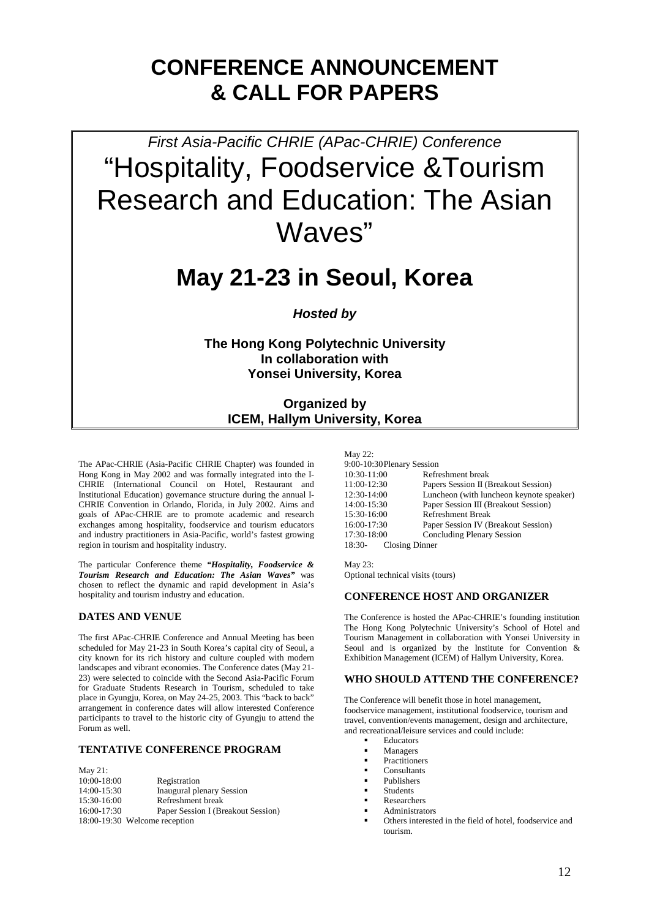# CONFERENCE ANNOUNCEMENT & CALL FOR PAPERS

*First Asia-Pacific CHRIE (APac-CHRIE) Conference*

## "Hospitality, Foodservice &Tourism Research and Education: The Asian Waves"

## May 21-23 in Seoul, Korea

***Hosted by***

**The Hong Kong Polytechnic University**
**In collaboration with**
**Yonsei University, Korea**

**Organized by**
**ICEM, Hallym University, Korea**

The APac-CHRIE (Asia-Pacific CHRIE Chapter) was founded in Hong Kong in May 2002 and was formally integrated into the I-CHRIE (International Council on Hotel, Restaurant and Institutional Education) governance structure during the annual I-CHRIE Convention in Orlando, Florida, in July 2002. Aims and goals of APac-CHRIE are to promote academic and research exchanges among hospitality, foodservice and tourism educators and industry practitioners in Asia-Pacific, world's fastest growing region in tourism and hospitality industry.

The particular Conference theme ***"Hospitality, Foodservice & Tourism Research and Education: The Asian Waves"*** was chosen to reflect the dynamic and rapid development in Asia's hospitality and tourism industry and education.

### DATES AND VENUE

The first APac-CHRIE Conference and Annual Meeting has been scheduled for May 21-23 in South Korea's capital city of Seoul, a city known for its rich history and culture coupled with modern landscapes and vibrant economies. The Conference dates (May 21-23) were selected to coincide with the Second Asia-Pacific Forum for Graduate Students Research in Tourism, scheduled to take place in Gyungju, Korea, on May 24-25, 2003. This "back to back" arrangement in conference dates will allow interested Conference participants to travel to the historic city of Gyungju to attend the Forum as well.

### TENTATIVE CONFERENCE PROGRAM

May 21:

| | |
|---|---|
| 10:00-18:00 | Registration |
| 14:00-15:30 | Inaugural plenary Session |
| 15:30-16:00 | Refreshment break |
| 16:00-17:30 | Paper Session I (Breakout Session) |
| 18:00-19:30 | Welcome reception |

May 22:

| | |
|---|---|
| 9:00-10:30 | Plenary Session |
| 10:30-11:00 | Refreshment break |
| 11:00-12:30 | Papers Session II (Breakout Session) |
| 12:30-14:00 | Luncheon (with luncheon keynote speaker) |
| 14:00-15:30 | Paper Session III (Breakout Session) |
| 15:30-16:00 | Refreshment Break |
| 16:00-17:30 | Paper Session IV (Breakout Session) |
| 17:30-18:00 | Concluding Plenary Session |
| 18:30- | Closing Dinner |

May 23:
Optional technical visits (tours)

### CONFERENCE HOST AND ORGANIZER

The Conference is hosted the APac-CHRIE's founding institution The Hong Kong Polytechnic University's School of Hotel and Tourism Management in collaboration with Yonsei University in Seoul and is organized by the Institute for Convention & Exhibition Management (ICEM) of Hallym University, Korea.

### WHO SHOULD ATTEND THE CONFERENCE?

The Conference will benefit those in hotel management, foodservice management, institutional foodservice, tourism and travel, convention/events management, design and architecture, and recreational/leisure services and could include:

- Educators
- Managers
- Practitioners
- Consultants
- Publishers
- Students
- Researchers
- Administrators
- Others interested in the field of hotel, foodservice and tourism.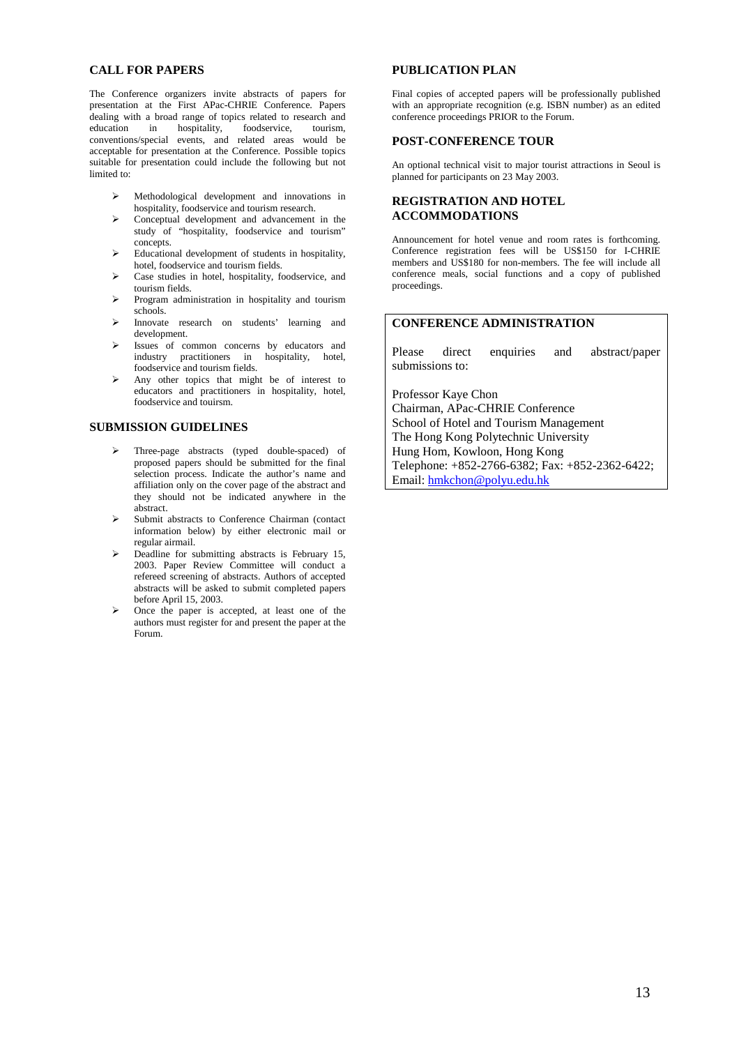## CALL FOR PAPERS

The Conference organizers invite abstracts of papers for presentation at the First APac-CHRIE Conference. Papers dealing with a broad range of topics related to research and education in hospitality, foodservice, tourism, conventions/special events, and related areas would be acceptable for presentation at the Conference. Possible topics suitable for presentation could include the following but not limited to:

- Methodological development and innovations in hospitality, foodservice and tourism research.
- Conceptual development and advancement in the study of "hospitality, foodservice and tourism" concepts.
- Educational development of students in hospitality, hotel, foodservice and tourism fields.
- Case studies in hotel, hospitality, foodservice, and tourism fields.
- Program administration in hospitality and tourism schools.
- Innovate research on students' learning and development.
- Issues of common concerns by educators and industry practitioners in hospitality, hotel, foodservice and tourism fields.
- Any other topics that might be of interest to educators and practitioners in hospitality, hotel, foodservice and touirsm.

## SUBMISSION GUIDELINES

- Three-page abstracts (typed double-spaced) of proposed papers should be submitted for the final selection process. Indicate the author's name and affiliation only on the cover page of the abstract and they should not be indicated anywhere in the abstract.
- Submit abstracts to Conference Chairman (contact information below) by either electronic mail or regular airmail.
- Deadline for submitting abstracts is February 15, 2003. Paper Review Committee will conduct a refereed screening of abstracts. Authors of accepted abstracts will be asked to submit completed papers before April 15, 2003.
- Once the paper is accepted, at least one of the authors must register for and present the paper at the Forum.

## PUBLICATION PLAN

Final copies of accepted papers will be professionally published with an appropriate recognition (e.g. ISBN number) as an edited conference proceedings PRIOR to the Forum.

## POST-CONFERENCE TOUR

An optional technical visit to major tourist attractions in Seoul is planned for participants on 23 May 2003.

## REGISTRATION AND HOTEL ACCOMMODATIONS

Announcement for hotel venue and room rates is forthcoming. Conference registration fees will be US$150 for I-CHRIE members and US$180 for non-members. The fee will include all conference meals, social functions and a copy of published proceedings.

## CONFERENCE ADMINISTRATION

Please direct enquiries and abstract/paper submissions to:

Professor Kaye Chon
Chairman, APac-CHRIE Conference
School of Hotel and Tourism Management
The Hong Kong Polytechnic University
Hung Hom, Kowloon, Hong Kong
Telephone: +852-2766-6382; Fax: +852-2362-6422;
Email: hmkchon@polyu.edu.hk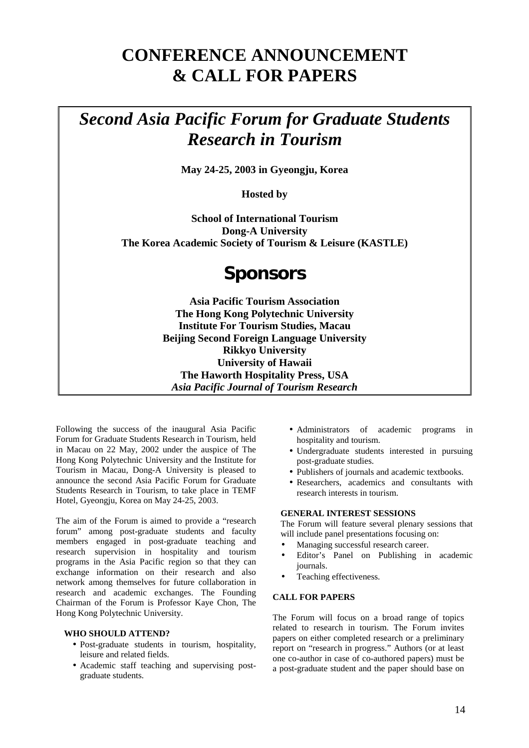# CONFERENCE ANNOUNCEMENT & CALL FOR PAPERS

## *Second Asia Pacific Forum for Graduate Students Research in Tourism*

**May 24-25, 2003 in Gyeongju, Korea**

**Hosted by**

**School of International Tourism**
**Dong-A University**
**The Korea Academic Society of Tourism & Leisure (KASTLE)**

## Sponsors

**Asia Pacific Tourism Association**
**The Hong Kong Polytechnic University**
**Institute For Tourism Studies, Macau**
**Beijing Second Foreign Language University**
**Rikkyo University**
**University of Hawaii**
**The Haworth Hospitality Press, USA**
***Asia Pacific Journal of Tourism Research***

Following the success of the inaugural Asia Pacific Forum for Graduate Students Research in Tourism, held in Macau on 22 May, 2002 under the auspice of The Hong Kong Polytechnic University and the Institute for Tourism in Macau, Dong-A University is pleased to announce the second Asia Pacific Forum for Graduate Students Research in Tourism, to take place in TEMF Hotel, Gyeongju, Korea on May 24-25, 2003.

The aim of the Forum is aimed to provide a "research forum" among post-graduate students and faculty members engaged in post-graduate teaching and research supervision in hospitality and tourism programs in the Asia Pacific region so that they can exchange information on their research and also network among themselves for future collaboration in research and academic exchanges. The Founding Chairman of the Forum is Professor Kaye Chon, The Hong Kong Polytechnic University.

### WHO SHOULD ATTEND?

- Post-graduate students in tourism, hospitality, leisure and related fields.
- Academic staff teaching and supervising post-graduate students.
- Administrators of academic programs in hospitality and tourism.
- Undergraduate students interested in pursuing post-graduate studies.
- Publishers of journals and academic textbooks.
- Researchers, academics and consultants with research interests in tourism.

### GENERAL INTEREST SESSIONS

The Forum will feature several plenary sessions that will include panel presentations focusing on:

- Managing successful research career.
- Editor's Panel on Publishing in academic journals.
- Teaching effectiveness.

### CALL FOR PAPERS

The Forum will focus on a broad range of topics related to research in tourism. The Forum invites papers on either completed research or a preliminary report on "research in progress." Authors (or at least one co-author in case of co-authored papers) must be a post-graduate student and the paper should base on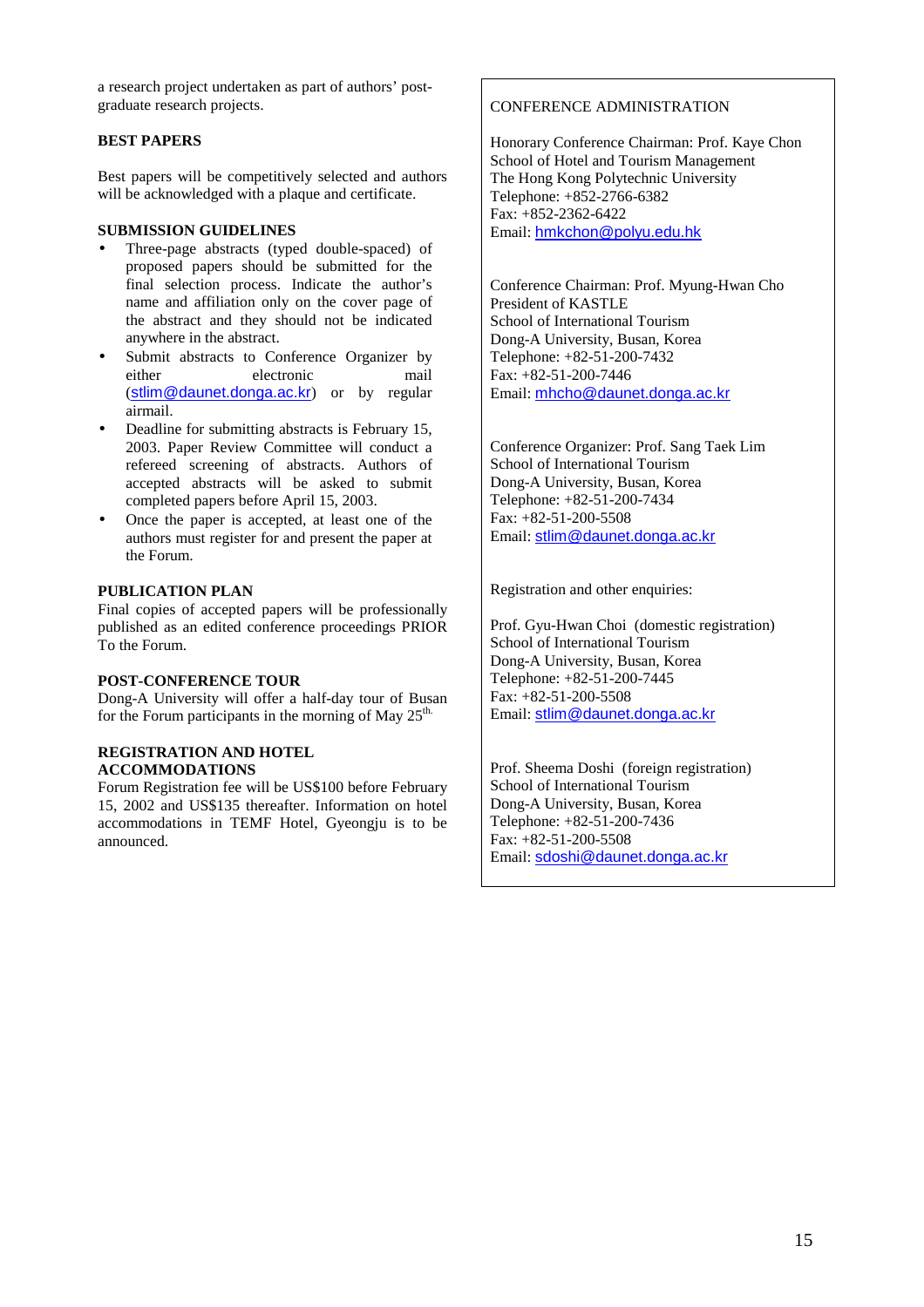a research project undertaken as part of authors' post-graduate research projects.

**BEST PAPERS**

Best papers will be competitively selected and authors will be acknowledged with a plaque and certificate.

**SUBMISSION GUIDELINES**

- Three-page abstracts (typed double-spaced) of proposed papers should be submitted for the final selection process. Indicate the author's name and affiliation only on the cover page of the abstract and they should not be indicated anywhere in the abstract.
- Submit abstracts to Conference Organizer by either electronic mail (stlim@daunet.donga.ac.kr) or by regular airmail.
- Deadline for submitting abstracts is February 15, 2003. Paper Review Committee will conduct a refereed screening of abstracts. Authors of accepted abstracts will be asked to submit completed papers before April 15, 2003.
- Once the paper is accepted, at least one of the authors must register for and present the paper at the Forum.

**PUBLICATION PLAN**

Final copies of accepted papers will be professionally published as an edited conference proceedings PRIOR To the Forum.

**POST-CONFERENCE TOUR**

Dong-A University will offer a half-day tour of Busan for the Forum participants in the morning of May 25th.

**REGISTRATION AND HOTEL ACCOMMODATIONS**

Forum Registration fee will be US$100 before February 15, 2002 and US$135 thereafter. Information on hotel accommodations in TEMF Hotel, Gyeongju is to be announced.

CONFERENCE ADMINISTRATION

Honorary Conference Chairman: Prof. Kaye Chon
School of Hotel and Tourism Management
The Hong Kong Polytechnic University
Telephone: +852-2766-6382
Fax: +852-2362-6422
Email: hmkchon@polyu.edu.hk

Conference Chairman: Prof. Myung-Hwan Cho
President of KASTLE
School of International Tourism
Dong-A University, Busan, Korea
Telephone: +82-51-200-7432
Fax: +82-51-200-7446
Email: mhcho@daunet.donga.ac.kr

Conference Organizer: Prof. Sang Taek Lim
School of International Tourism
Dong-A University, Busan, Korea
Telephone: +82-51-200-7434
Fax: +82-51-200-5508
Email: stlim@daunet.donga.ac.kr

Registration and other enquiries:

Prof. Gyu-Hwan Choi (domestic registration)
School of International Tourism
Dong-A University, Busan, Korea
Telephone: +82-51-200-7445
Fax: +82-51-200-5508
Email: stlim@daunet.donga.ac.kr

Prof. Sheema Doshi (foreign registration)
School of International Tourism
Dong-A University, Busan, Korea
Telephone: +82-51-200-7436
Fax: +82-51-200-5508
Email: sdoshi@daunet.donga.ac.kr